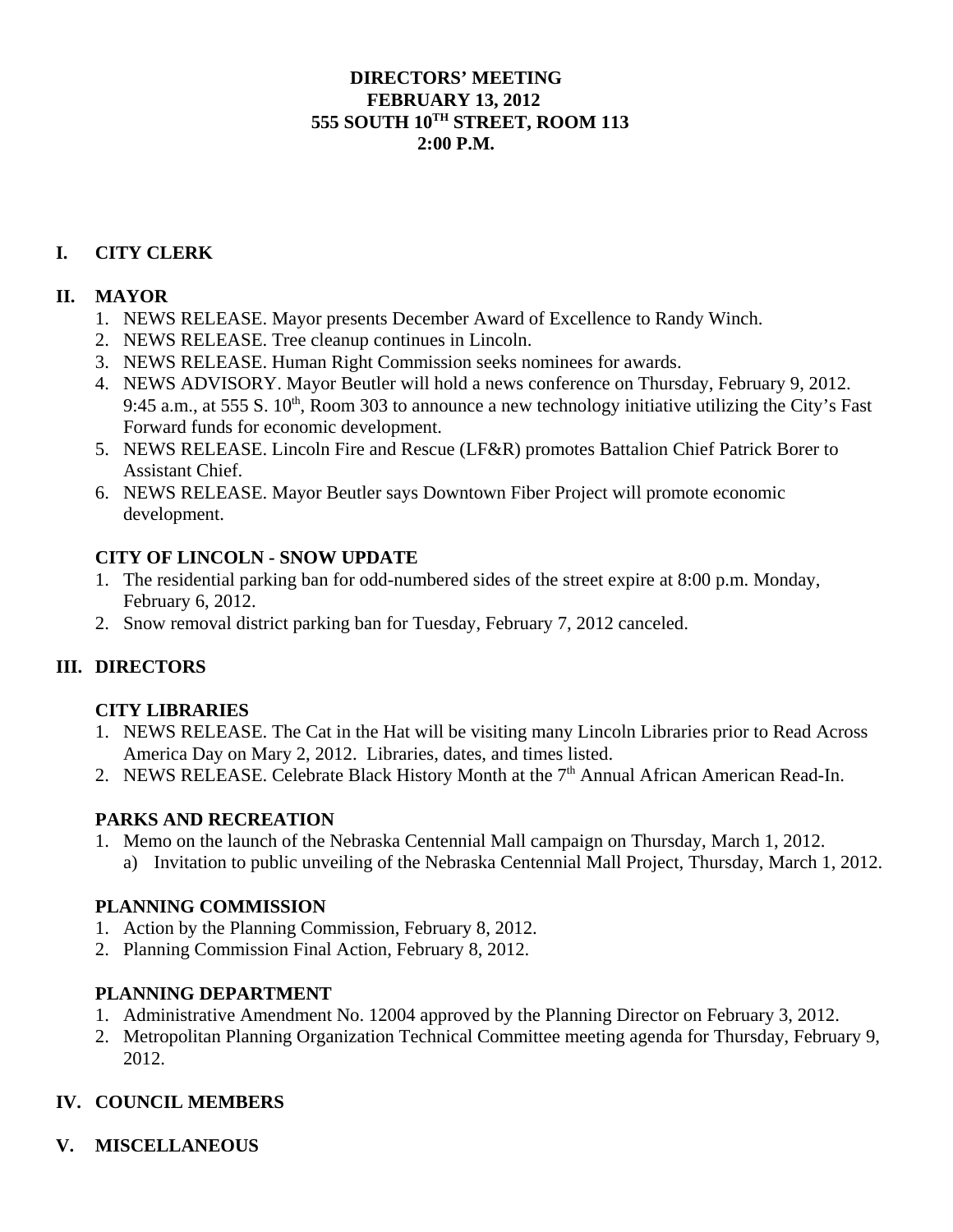**DIRECTORS' MEETING**
**FEBRUARY 13, 2012**
**555 SOUTH 10TH STREET, ROOM 113**
**2:00 P.M.**

## I. CITY CLERK

## II. MAYOR

1. NEWS RELEASE. Mayor presents December Award of Excellence to Randy Winch.
2. NEWS RELEASE. Tree cleanup continues in Lincoln.
3. NEWS RELEASE. Human Right Commission seeks nominees for awards.
4. NEWS ADVISORY. Mayor Beutler will hold a news conference on Thursday, February 9, 2012. 9:45 a.m., at 555 S. 10th, Room 303 to announce a new technology initiative utilizing the City's Fast Forward funds for economic development.
5. NEWS RELEASE. Lincoln Fire and Rescue (LF&R) promotes Battalion Chief Patrick Borer to Assistant Chief.
6. NEWS RELEASE. Mayor Beutler says Downtown Fiber Project will promote economic development.

### CITY OF LINCOLN - SNOW UPDATE

1. The residential parking ban for odd-numbered sides of the street expire at 8:00 p.m. Monday, February 6, 2012.
2. Snow removal district parking ban for Tuesday, February 7, 2012 canceled.

## III. DIRECTORS

### CITY LIBRARIES

1. NEWS RELEASE. The Cat in the Hat will be visiting many Lincoln Libraries prior to Read Across America Day on Mary 2, 2012. Libraries, dates, and times listed.
2. NEWS RELEASE. Celebrate Black History Month at the 7th Annual African American Read-In.

### PARKS AND RECREATION

1. Memo on the launch of the Nebraska Centennial Mall campaign on Thursday, March 1, 2012.
   a) Invitation to public unveiling of the Nebraska Centennial Mall Project, Thursday, March 1, 2012.

### PLANNING COMMISSION

1. Action by the Planning Commission, February 8, 2012.
2. Planning Commission Final Action, February 8, 2012.

### PLANNING DEPARTMENT

1. Administrative Amendment No. 12004 approved by the Planning Director on February 3, 2012.
2. Metropolitan Planning Organization Technical Committee meeting agenda for Thursday, February 9, 2012.

## IV. COUNCIL MEMBERS

## V. MISCELLANEOUS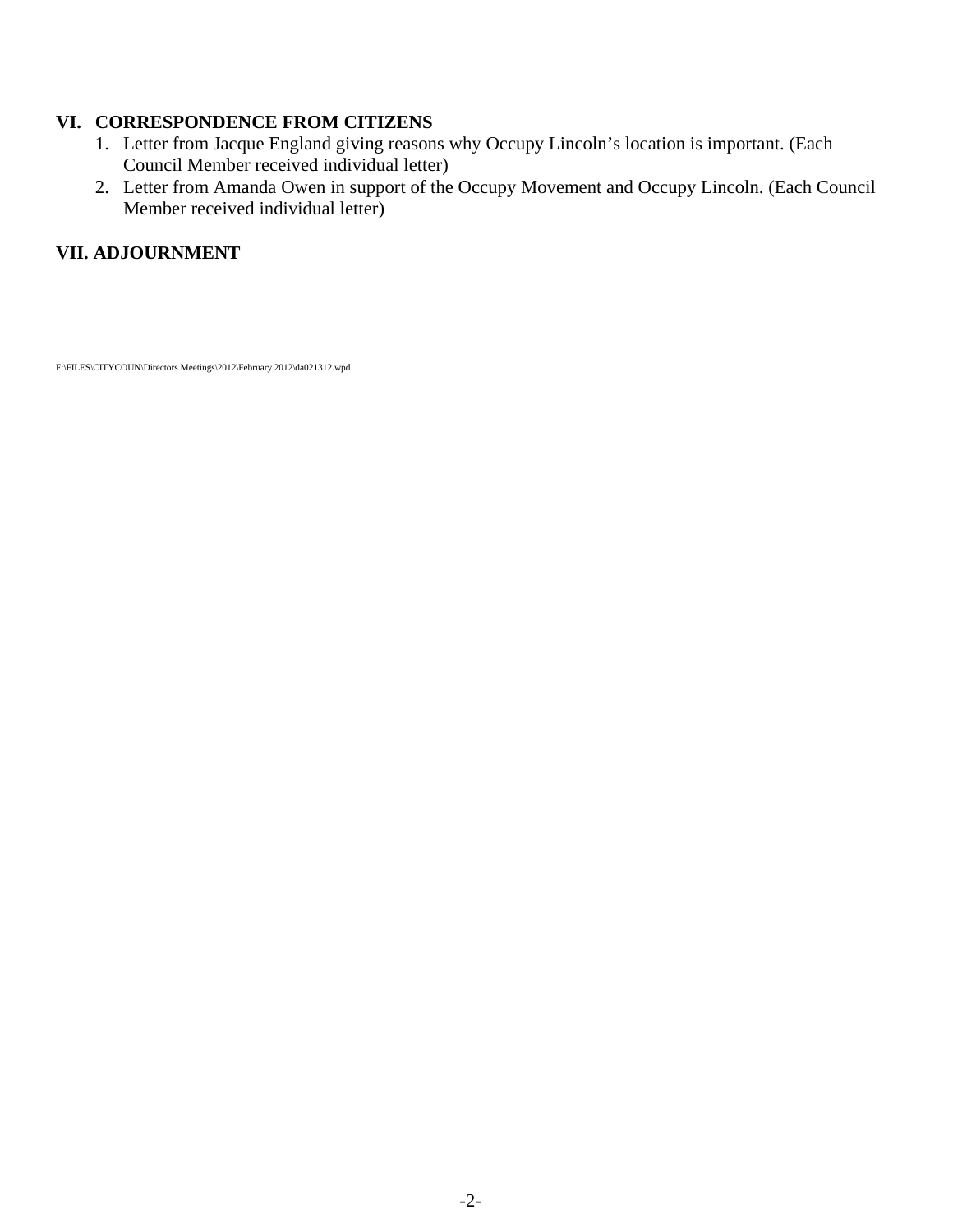## VI. CORRESPONDENCE FROM CITIZENS

1. Letter from Jacque England giving reasons why Occupy Lincoln's location is important. (Each Council Member received individual letter)
2. Letter from Amanda Owen in support of the Occupy Movement and Occupy Lincoln. (Each Council Member received individual letter)

## VII. ADJOURNMENT

F:\FILES\CITYCOUN\Directors Meetings\2012\February 2012\da021312.wpd